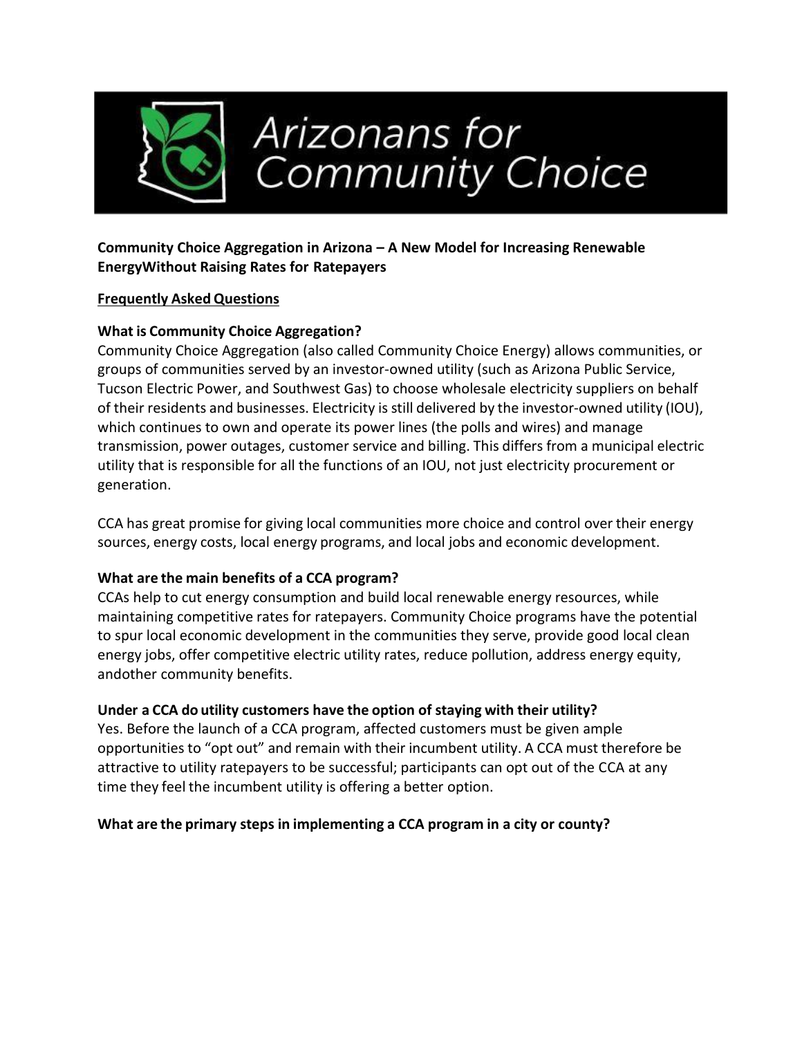# Arizonans for Community Choice

**Community Choice Aggregation in Arizona – A New Model for Increasing Renewable EnergyWithout Raising Rates for Ratepayers**

**Frequently Asked Questions**

**What is Community Choice Aggregation?**

Community Choice Aggregation (also called Community Choice Energy) allows communities, or groups of communities served by an investor-owned utility (such as Arizona Public Service, Tucson Electric Power, and Southwest Gas) to choose wholesale electricity suppliers on behalf of their residents and businesses. Electricity is still delivered by the investor-owned utility (IOU), which continues to own and operate its power lines (the polls and wires) and manage transmission, power outages, customer service and billing. This differs from a municipal electric utility that is responsible for all the functions of an IOU, not just electricity procurement or generation.

CCA has great promise for giving local communities more choice and control over their energy sources, energy costs, local energy programs, and local jobs and economic development.

**What are the main benefits of a CCA program?**

CCAs help to cut energy consumption and build local renewable energy resources, while maintaining competitive rates for ratepayers. Community Choice programs have the potential to spur local economic development in the communities they serve, provide good local clean energy jobs, offer competitive electric utility rates, reduce pollution, address energy equity, andother community benefits.

**Under a CCA do utility customers have the option of staying with their utility?**

Yes. Before the launch of a CCA program, affected customers must be given ample opportunities to "opt out" and remain with their incumbent utility. A CCA must therefore be attractive to utility ratepayers to be successful; participants can opt out of the CCA at any time they feel the incumbent utility is offering a better option.

**What are the primary steps in implementing a CCA program in a city or county?**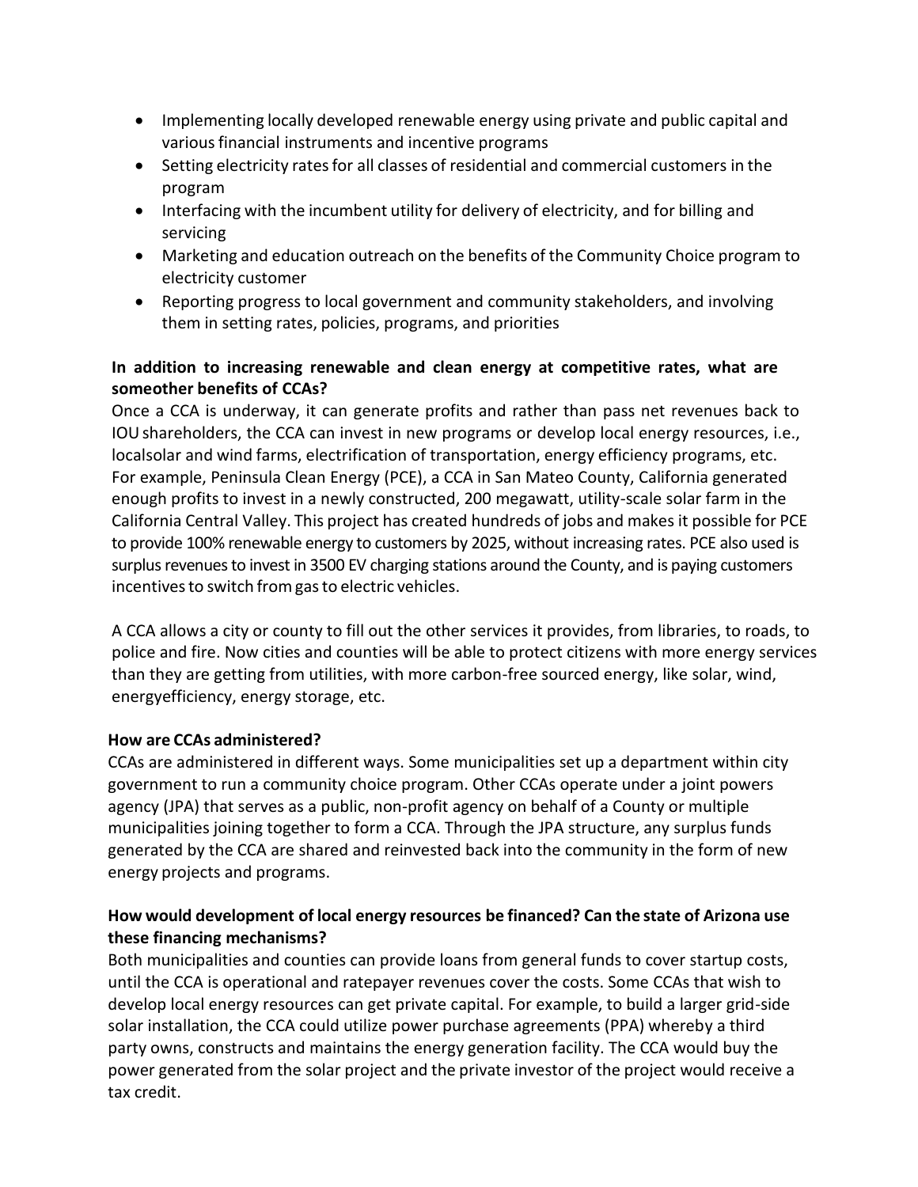- Implementing locally developed renewable energy using private and public capital and various financial instruments and incentive programs
- Setting electricity rates for all classes of residential and commercial customers in the program
- Interfacing with the incumbent utility for delivery of electricity, and for billing and servicing
- Marketing and education outreach on the benefits of the Community Choice program to electricity customer
- Reporting progress to local government and community stakeholders, and involving them in setting rates, policies, programs, and priorities

**In addition to increasing renewable and clean energy at competitive rates, what are someother benefits of CCAs?**

Once a CCA is underway, it can generate profits and rather than pass net revenues back to IOU shareholders, the CCA can invest in new programs or develop local energy resources, i.e., localsolar and wind farms, electrification of transportation, energy efficiency programs, etc. For example, Peninsula Clean Energy (PCE), a CCA in San Mateo County, California generated enough profits to invest in a newly constructed, 200 megawatt, utility-scale solar farm in the California Central Valley. This project has created hundreds of jobs and makes it possible for PCE to provide 100% renewable energy to customers by 2025, without increasing rates. PCE also used is surplus revenues to invest in 3500 EV charging stations around the County, and is paying customers incentives to switch from gas to electric vehicles.

A CCA allows a city or county to fill out the other services it provides, from libraries, to roads, to police and fire. Now cities and counties will be able to protect citizens with more energy services than they are getting from utilities, with more carbon-free sourced energy, like solar, wind, energyefficiency, energy storage, etc.

**How are CCAs administered?**

CCAs are administered in different ways. Some municipalities set up a department within city government to run a community choice program. Other CCAs operate under a joint powers agency (JPA) that serves as a public, non-profit agency on behalf of a County or multiple municipalities joining together to form a CCA. Through the JPA structure, any surplus funds generated by the CCA are shared and reinvested back into the community in the form of new energy projects and programs.

**How would development of local energy resources be financed? Can the state of Arizona use these financing mechanisms?**

Both municipalities and counties can provide loans from general funds to cover startup costs, until the CCA is operational and ratepayer revenues cover the costs. Some CCAs that wish to develop local energy resources can get private capital. For example, to build a larger grid-side solar installation, the CCA could utilize power purchase agreements (PPA) whereby a third party owns, constructs and maintains the energy generation facility. The CCA would buy the power generated from the solar project and the private investor of the project would receive a tax credit.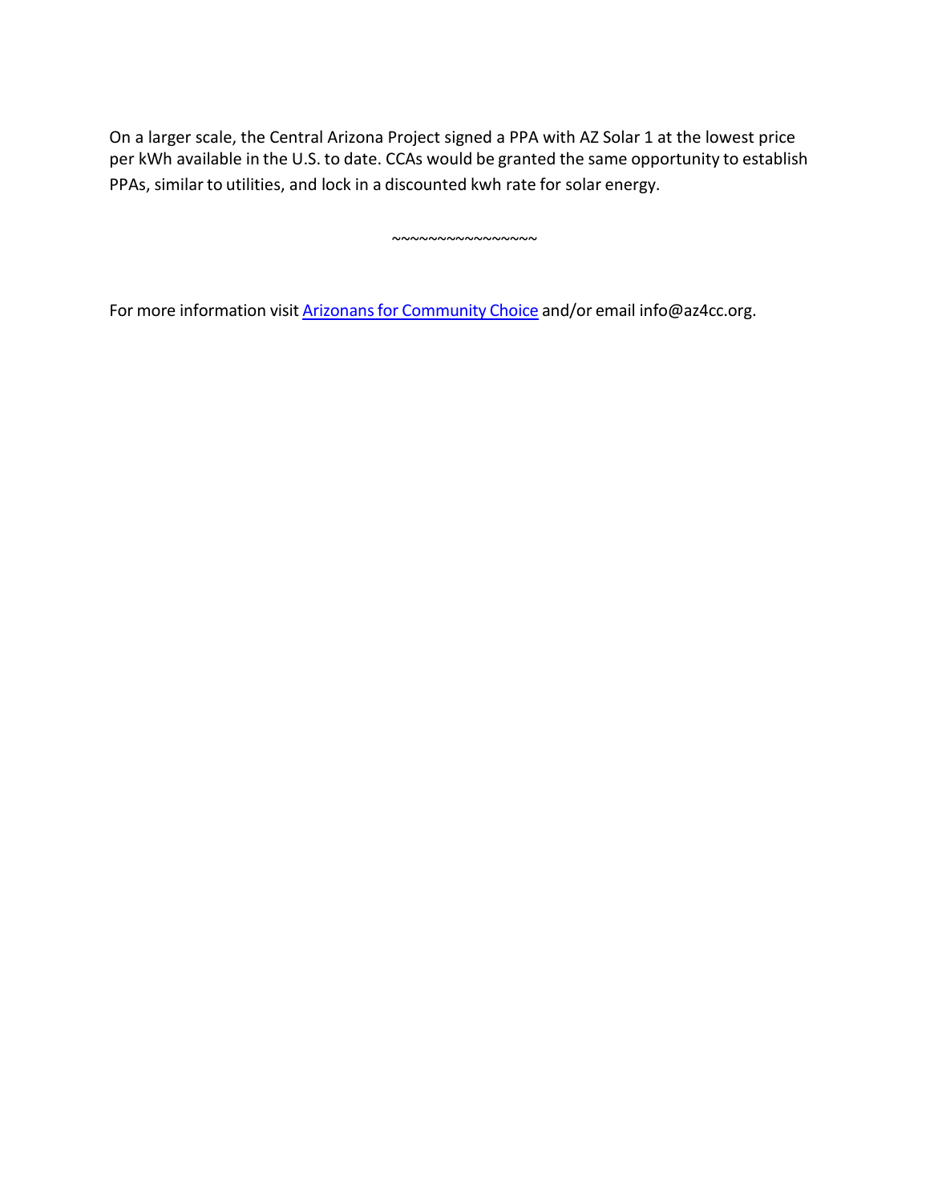On a larger scale, the Central Arizona Project signed a PPA with AZ Solar 1 at the lowest price per kWh available in the U.S. to date. CCAs would be granted the same opportunity to establish PPAs, similar to utilities, and lock in a discounted kwh rate for solar energy.

~~~~~~~~~~~~~~~~

For more information visit Arizonans for Community Choice and/or email info@az4cc.org.